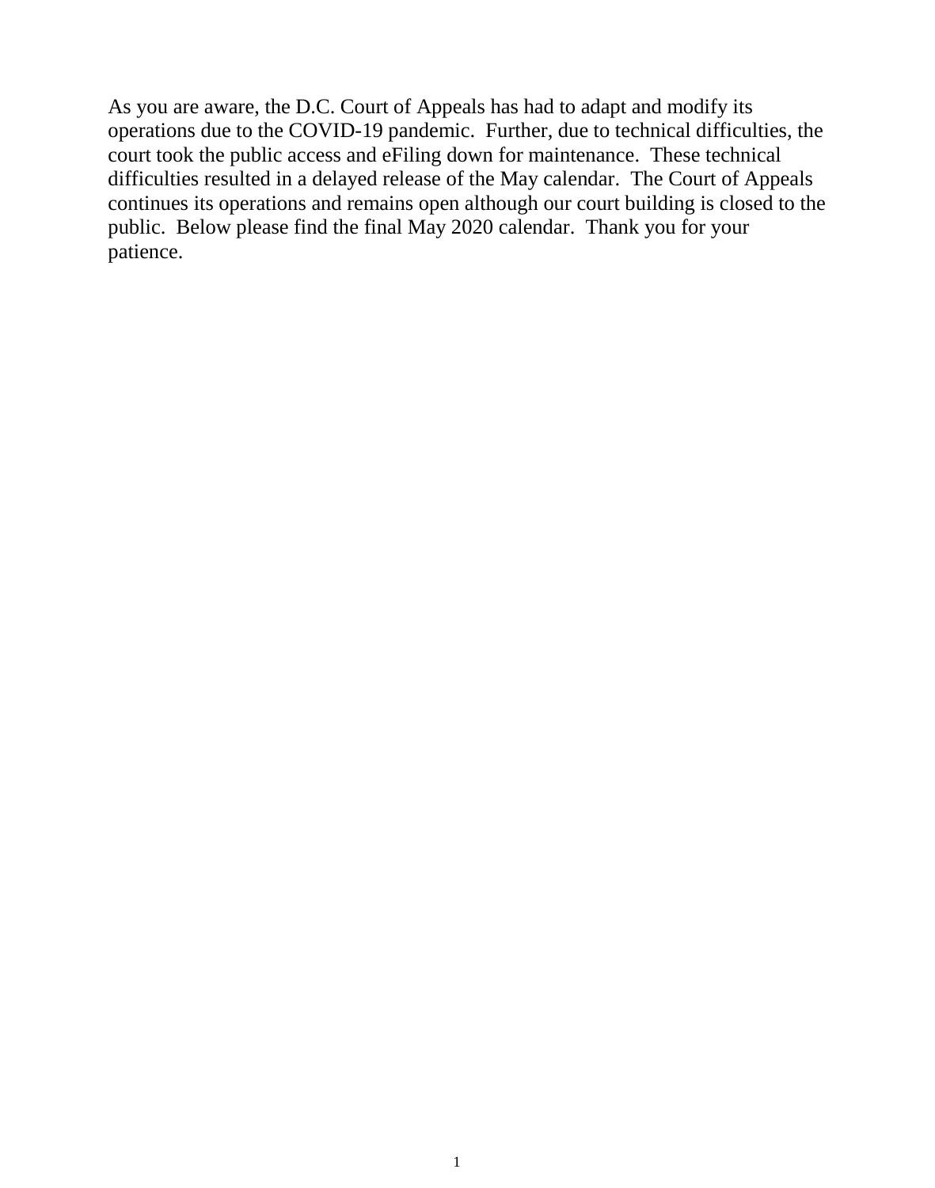As you are aware, the D.C. Court of Appeals has had to adapt and modify its operations due to the COVID-19 pandemic. Further, due to technical difficulties, the court took the public access and eFiling down for maintenance. These technical difficulties resulted in a delayed release of the May calendar. The Court of Appeals continues its operations and remains open although our court building is closed to the public. Below please find the final May 2020 calendar. Thank you for your patience.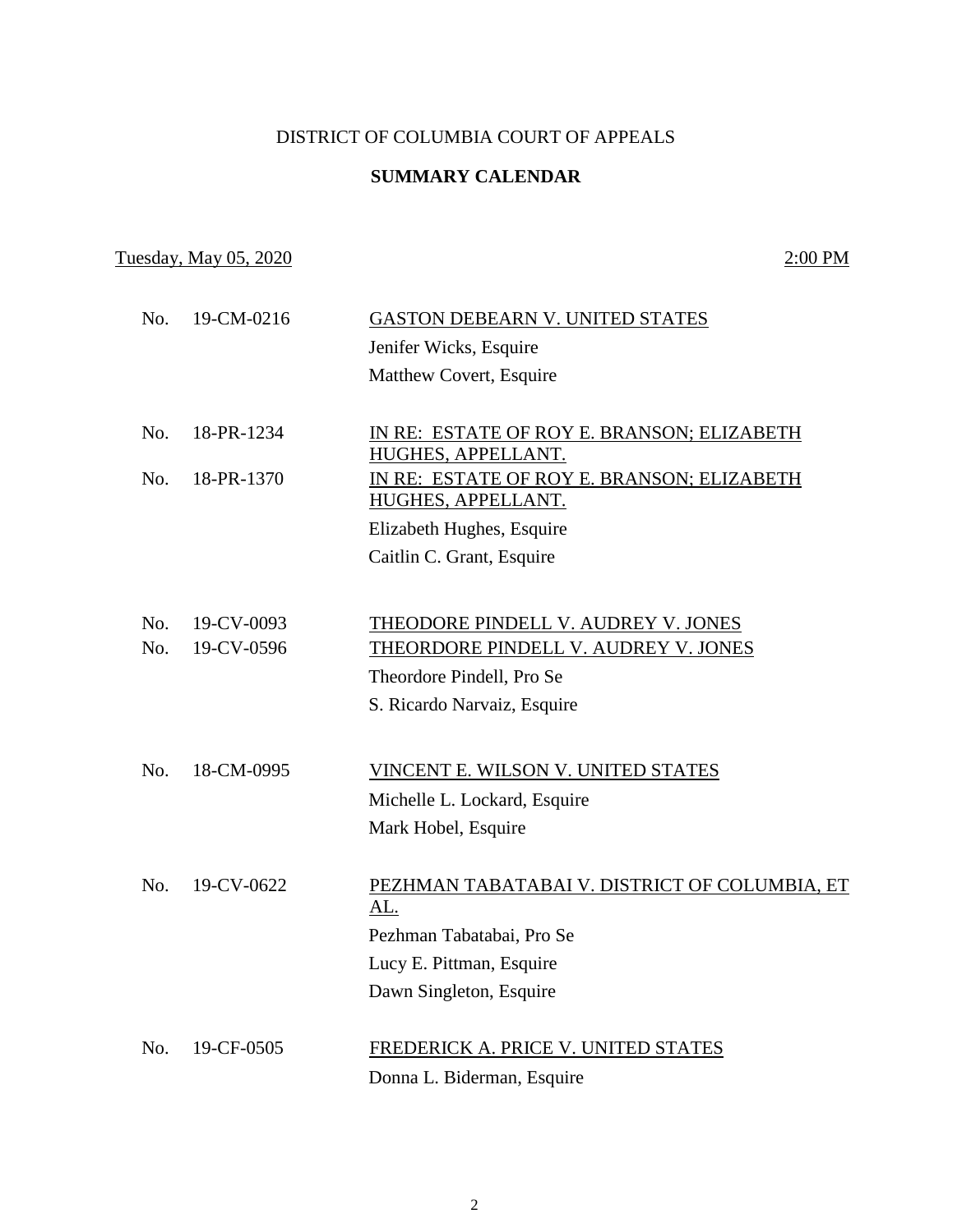DISTRICT OF COLUMBIA COURT OF APPEALS

**SUMMARY CALENDAR**

Tuesday, May 05, 2020 — 2:00 PM

| No. | Case | Parties / Counsel |
|---|---|---|
| No. | 19-CM-0216 | GASTON DEBEARN V. UNITED STATES |
| | | Jenifer Wicks, Esquire |
| | | Matthew Covert, Esquire |
| No. | 18-PR-1234 | IN RE: ESTATE OF ROY E. BRANSON; ELIZABETH HUGHES, APPELLANT. |
| No. | 18-PR-1370 | IN RE: ESTATE OF ROY E. BRANSON; ELIZABETH HUGHES, APPELLANT. |
| | | Elizabeth Hughes, Esquire |
| | | Caitlin C. Grant, Esquire |
| No. | 19-CV-0093 | THEODORE PINDELL V. AUDREY V. JONES |
| No. | 19-CV-0596 | THEORDORE PINDELL V. AUDREY V. JONES |
| | | Theordore Pindell, Pro Se |
| | | S. Ricardo Narvaiz, Esquire |
| No. | 18-CM-0995 | VINCENT E. WILSON V. UNITED STATES |
| | | Michelle L. Lockard, Esquire |
| | | Mark Hobel, Esquire |
| No. | 19-CV-0622 | PEZHMAN TABATABAI V. DISTRICT OF COLUMBIA, ET AL. |
| | | Pezhman Tabatabai, Pro Se |
| | | Lucy E. Pittman, Esquire |
| | | Dawn Singleton, Esquire |
| No. | 19-CF-0505 | FREDERICK A. PRICE V. UNITED STATES |
| | | Donna L. Biderman, Esquire |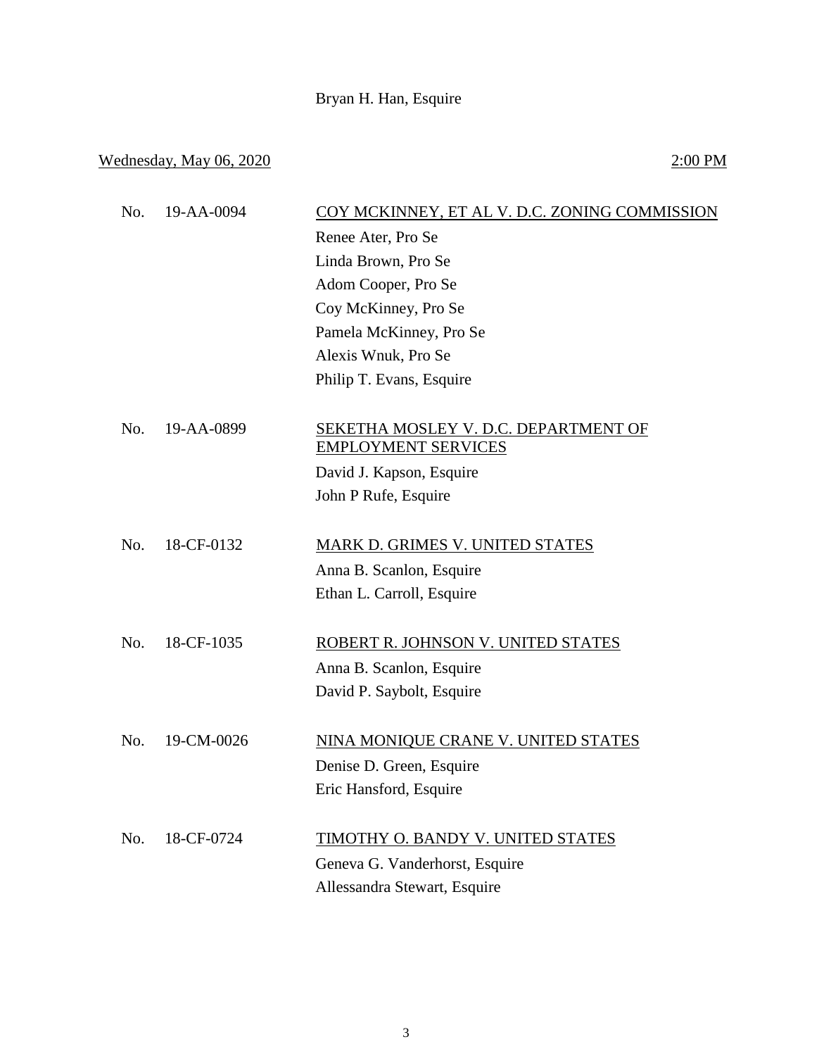Bryan H. Han, Esquire

<u>Wednesday, May 06, 2020</u> <u>2:00 PM</u>

No. 19-AA-0094 <u>COY MCKINNEY, ET AL V. D.C. ZONING COMMISSION</u>

Renee Ater, Pro Se
Linda Brown, Pro Se
Adom Cooper, Pro Se
Coy McKinney, Pro Se
Pamela McKinney, Pro Se
Alexis Wnuk, Pro Se
Philip T. Evans, Esquire

No. 19-AA-0899 <u>SEKETHA MOSLEY V. D.C. DEPARTMENT OF EMPLOYMENT SERVICES</u>

David J. Kapson, Esquire
John P Rufe, Esquire

No. 18-CF-0132 <u>MARK D. GRIMES V. UNITED STATES</u>

Anna B. Scanlon, Esquire
Ethan L. Carroll, Esquire

No. 18-CF-1035 <u>ROBERT R. JOHNSON V. UNITED STATES</u>

Anna B. Scanlon, Esquire
David P. Saybolt, Esquire

No. 19-CM-0026 <u>NINA MONIQUE CRANE V. UNITED STATES</u>

Denise D. Green, Esquire
Eric Hansford, Esquire

No. 18-CF-0724 <u>TIMOTHY O. BANDY V. UNITED STATES</u>

Geneva G. Vanderhorst, Esquire
Allessandra Stewart, Esquire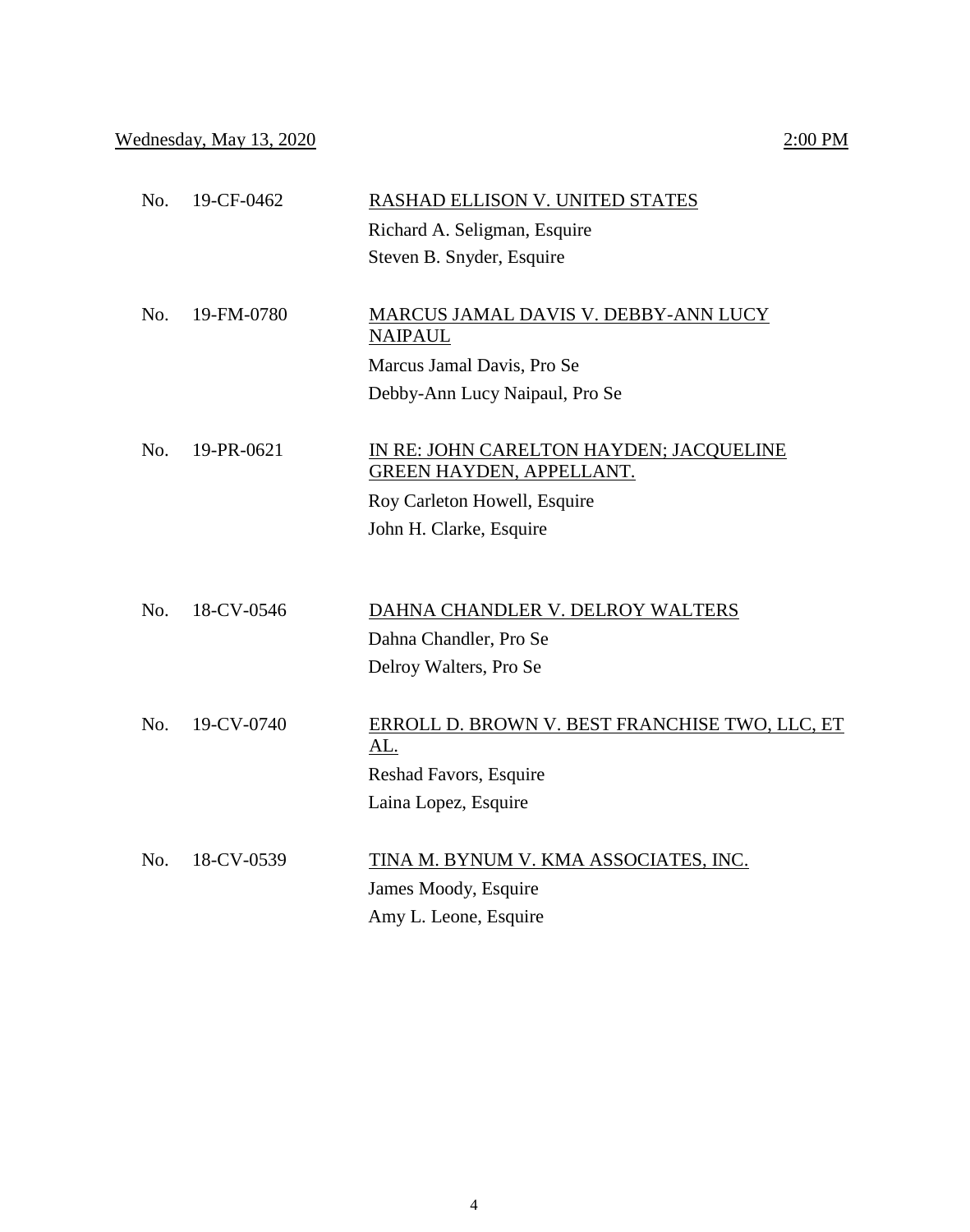Wednesday, May 13, 2020 2:00 PM

| | | |
|---|---|---|
| No. | 19-CF-0462 | RASHAD ELLISON V. UNITED STATES<br>Richard A. Seligman, Esquire<br>Steven B. Snyder, Esquire |
| No. | 19-FM-0780 | MARCUS JAMAL DAVIS V. DEBBY-ANN LUCY NAIPAUL<br>Marcus Jamal Davis, Pro Se<br>Debby-Ann Lucy Naipaul, Pro Se |
| No. | 19-PR-0621 | IN RE: JOHN CARELTON HAYDEN; JACQUELINE GREEN HAYDEN, APPELLANT.<br>Roy Carleton Howell, Esquire<br>John H. Clarke, Esquire |
| No. | 18-CV-0546 | DAHNA CHANDLER V. DELROY WALTERS<br>Dahna Chandler, Pro Se<br>Delroy Walters, Pro Se |
| No. | 19-CV-0740 | ERROLL D. BROWN V. BEST FRANCHISE TWO, LLC, ET AL.<br>Reshad Favors, Esquire<br>Laina Lopez, Esquire |
| No. | 18-CV-0539 | TINA M. BYNUM V. KMA ASSOCIATES, INC.<br>James Moody, Esquire<br>Amy L. Leone, Esquire |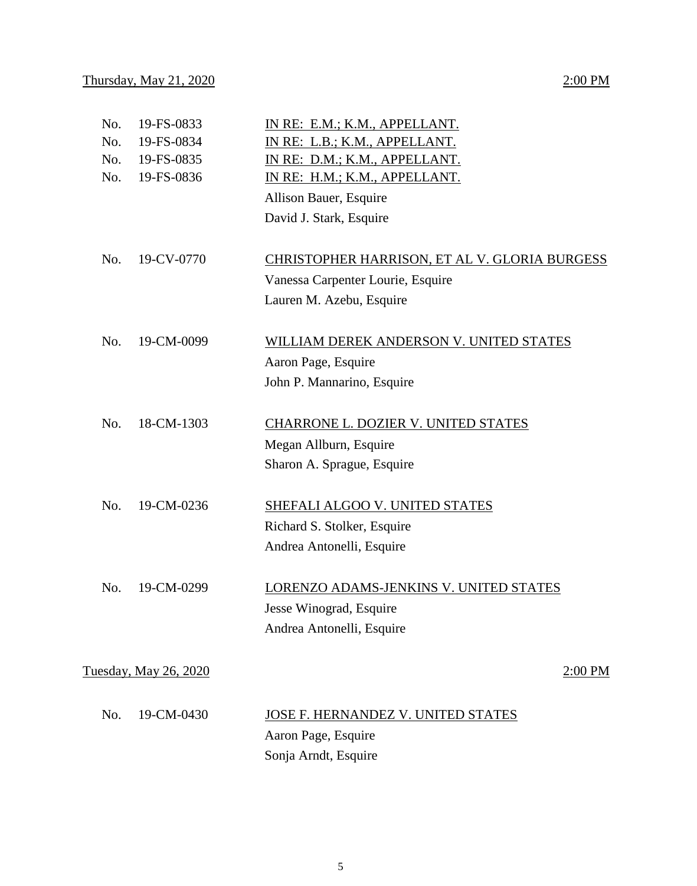Thursday, May 21, 2020 2:00 PM

No. 19-FS-0833 IN RE: E.M.; K.M., APPELLANT.
No. 19-FS-0834 IN RE: L.B.; K.M., APPELLANT.
No. 19-FS-0835 IN RE: D.M.; K.M., APPELLANT.
No. 19-FS-0836 IN RE: H.M.; K.M., APPELLANT.

Allison Bauer, Esquire
David J. Stark, Esquire

No. 19-CV-0770 CHRISTOPHER HARRISON, ET AL V. GLORIA BURGESS

Vanessa Carpenter Lourie, Esquire
Lauren M. Azebu, Esquire

No. 19-CM-0099 WILLIAM DEREK ANDERSON V. UNITED STATES

Aaron Page, Esquire
John P. Mannarino, Esquire

No. 18-CM-1303 CHARRONE L. DOZIER V. UNITED STATES

Megan Allburn, Esquire
Sharon A. Sprague, Esquire

No. 19-CM-0236 SHEFALI ALGOO V. UNITED STATES

Richard S. Stolker, Esquire
Andrea Antonelli, Esquire

No. 19-CM-0299 LORENZO ADAMS-JENKINS V. UNITED STATES

Jesse Winograd, Esquire
Andrea Antonelli, Esquire

Tuesday, May 26, 2020 2:00 PM

No. 19-CM-0430 JOSE F. HERNANDEZ V. UNITED STATES

Aaron Page, Esquire
Sonja Arndt, Esquire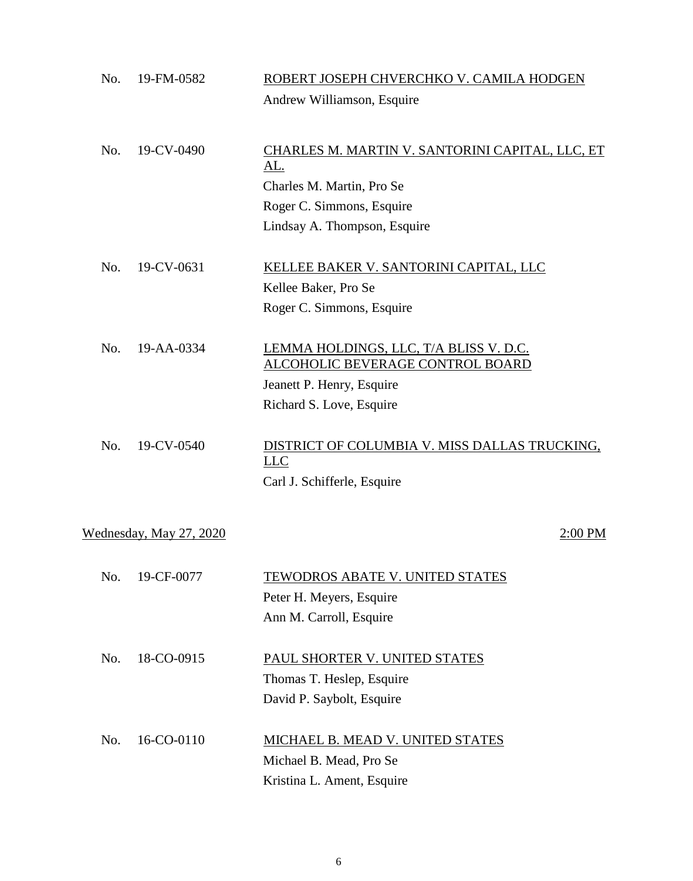No. 19-FM-0582 ROBERT JOSEPH CHVERCHKO V. CAMILA HODGEN
Andrew Williamson, Esquire

No. 19-CV-0490 CHARLES M. MARTIN V. SANTORINI CAPITAL, LLC, ET AL.
Charles M. Martin, Pro Se
Roger C. Simmons, Esquire
Lindsay A. Thompson, Esquire

No. 19-CV-0631 KELLEE BAKER V. SANTORINI CAPITAL, LLC
Kellee Baker, Pro Se
Roger C. Simmons, Esquire

No. 19-AA-0334 LEMMA HOLDINGS, LLC, T/A BLISS V. D.C. ALCOHOLIC BEVERAGE CONTROL BOARD
Jeanett P. Henry, Esquire
Richard S. Love, Esquire

No. 19-CV-0540 DISTRICT OF COLUMBIA V. MISS DALLAS TRUCKING, LLC
Carl J. Schifferle, Esquire

Wednesday, May 27, 2020 2:00 PM

No. 19-CF-0077 TEWODROS ABATE V. UNITED STATES
Peter H. Meyers, Esquire
Ann M. Carroll, Esquire

No. 18-CO-0915 PAUL SHORTER V. UNITED STATES
Thomas T. Heslep, Esquire
David P. Saybolt, Esquire

No. 16-CO-0110 MICHAEL B. MEAD V. UNITED STATES
Michael B. Mead, Pro Se
Kristina L. Ament, Esquire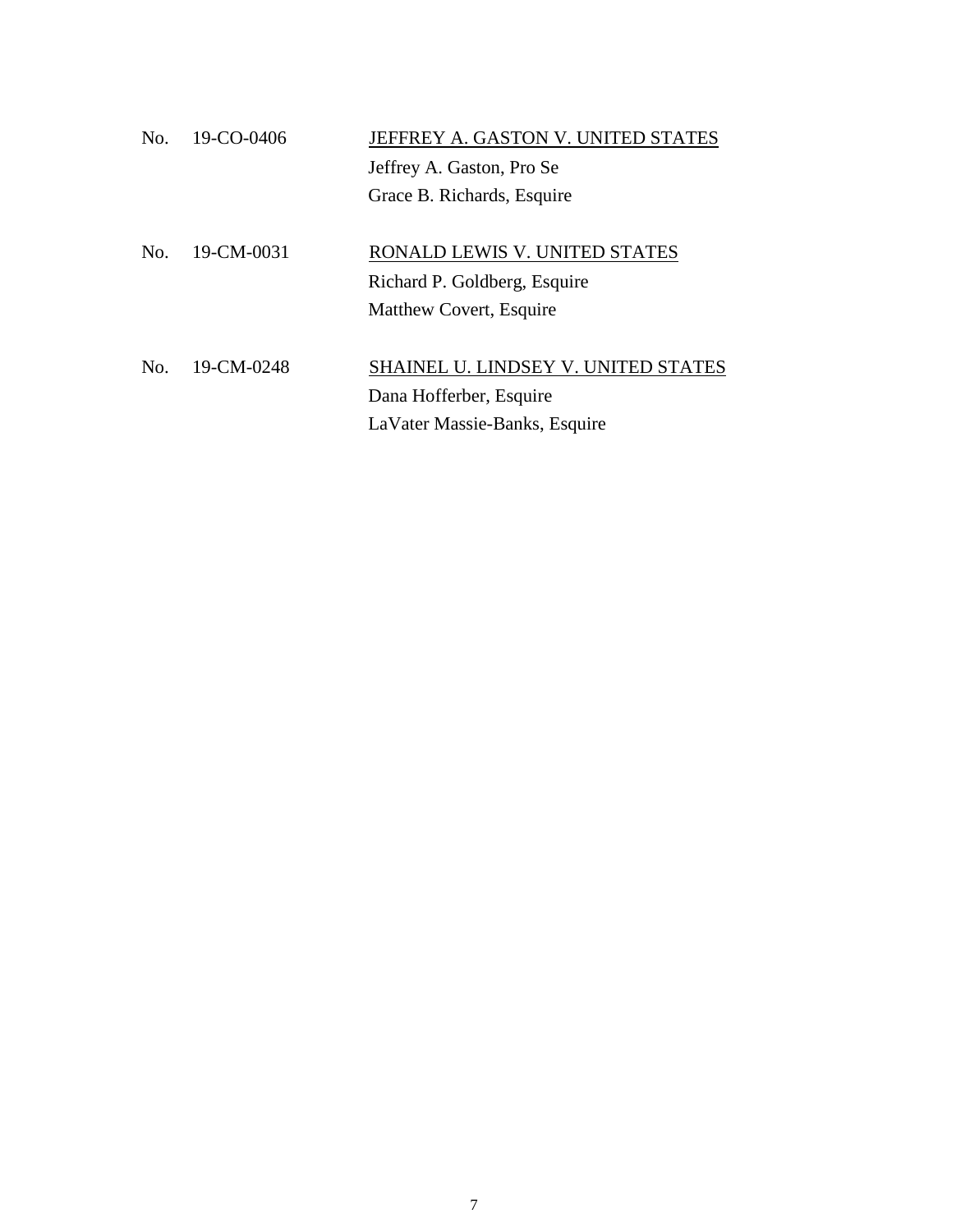No. 19-CO-0406 — JEFFREY A. GASTON V. UNITED STATES
Jeffrey A. Gaston, Pro Se
Grace B. Richards, Esquire

No. 19-CM-0031 — RONALD LEWIS V. UNITED STATES
Richard P. Goldberg, Esquire
Matthew Covert, Esquire

No. 19-CM-0248 — SHAINEL U. LINDSEY V. UNITED STATES
Dana Hofferber, Esquire
LaVater Massie-Banks, Esquire